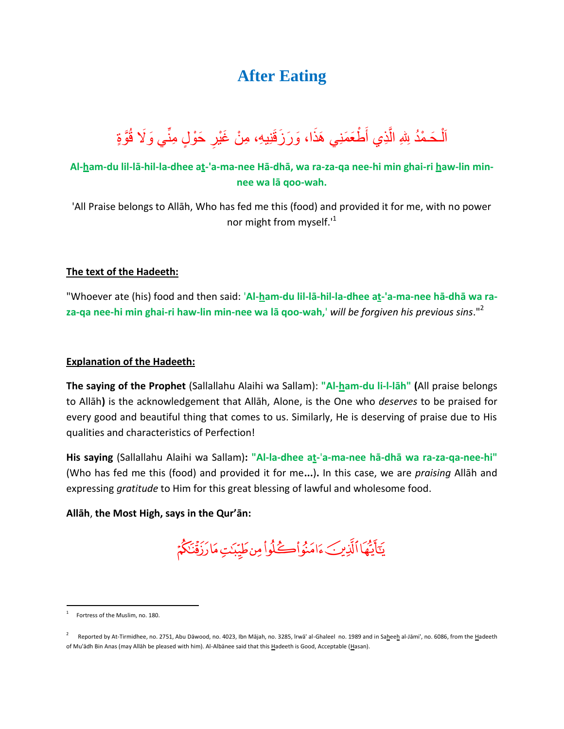# After Eating

اَلْـحَـمْدُ لِلّٰهِ الَّذِي أَطْعَمَنِي هَذَا، وَرَزَقَنِيهِ، مِنْ غَيْرِ حَوْلٍ مِنِّي وَلَا قُوَّةٍ

**Al-ham-du lil-lā-hil-la-dhee at-'a-ma-nee Hā-dhā, wa ra-za-qa nee-hi min ghai-ri haw-lin min-nee wa lā qoo-wah.**

'All Praise belongs to Allāh, Who has fed me this (food) and provided it for me, with no power nor might from myself.'[1]

**The text of the Hadeeth:**

"Whoever ate (his) food and then said: '**Al-ham-du lil-lā-hil-la-dhee at-'a-ma-nee hā-dhā wa ra-za-qa nee-hi min ghai-ri haw-lin min-nee wa lā qoo-wah,**' *will be forgiven his previous sins*."[2]

**Explanation of the Hadeeth:**

**The saying of the Prophet** (Sallallahu Alaihi wa Sallam): **"Al-ham-du li-l-lāh" (**All praise belongs to Allāh**)** is the acknowledgement that Allāh, Alone, is the One who *deserves* to be praised for every good and beautiful thing that comes to us. Similarly, He is deserving of praise due to His qualities and characteristics of Perfection!

**His saying** (Sallallahu Alaihi wa Sallam)**: "Al-la-dhee at-'a-ma-nee hā-dhā wa ra-za-qa-nee-hi"** (Who has fed me this (food) and provided it for me**...).** In this case, we are *praising* Allāh and expressing *gratitude* to Him for this great blessing of lawful and wholesome food.

**Allāh, the Most High, says in the Qur'ān:**

يَٰٓأَيُّهَا ٱلَّذِينَ ءَامَنُوا۟ كُلُوا۟ مِن طَيِّبَٰتِ مَا رَزَقْنَٰكُمْ

---

[1] Fortress of the Muslim, no. 180.

[2] Reported by At-Tirmidhee, no. 2751, Abu Dāwood, no. 4023, Ibn Mājah, no. 3285, Irwā' al-Ghaleel no. 1989 and in Saheeh al-Jāmi', no. 6086, from the Hadeeth of Mu'ādh Bin Anas (may Allāh be pleased with him). Al-Albānee said that this Hadeeth is Good, Acceptable (Hasan).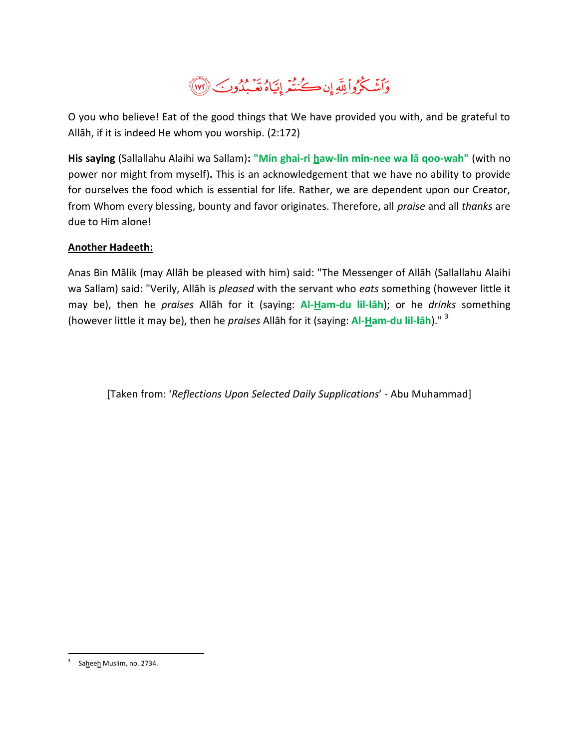وَٱشۡكُرُواْ لِلَّهِ إِن كُنتُمۡ إِيَّاهُ تَعۡبُدُونَ ﴿١٧٢﴾

O you who believe! Eat of the good things that We have provided you with, and be grateful to Allāh, if it is indeed He whom you worship. (2:172)

**His saying** (Sallallahu Alaihi wa Sallam)**: "Min ghai-ri haw-lin min-nee wa lā qoo-wah"** (with no power nor might from myself)**.** This is an acknowledgement that we have no ability to provide for ourselves the food which is essential for life. Rather, we are dependent upon our Creator, from Whom every blessing, bounty and favor originates. Therefore, all *praise* and all *thanks* are due to Him alone!

**Another Hadeeth:**

Anas Bin Mālik (may Allāh be pleased with him) said: "The Messenger of Allāh (Sallallahu Alaihi wa Sallam) said: "Verily, Allāh is *pleased* with the servant who *eats* something (however little it may be), then he *praises* Allāh for it (saying: **Al-Ham-du lil-lāh**); or he *drinks* something (however little it may be), then he *praises* Allāh for it (saying: **Al-Ham-du lil-lāh**)." [3]

[Taken from: '*Reflections Upon Selected Daily Supplications*' - Abu Muhammad]

---

[3] Saheeh Muslim, no. 2734.